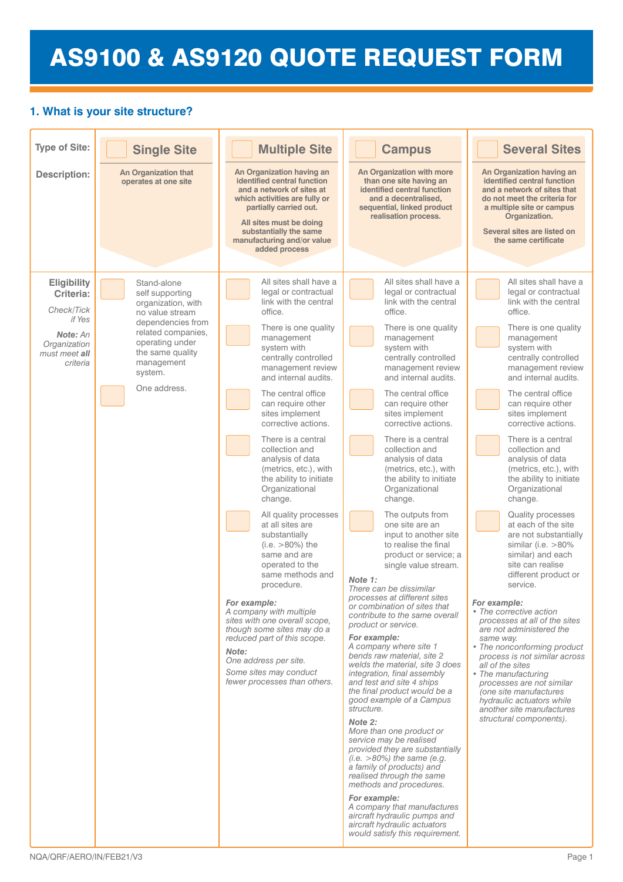# AS9100 & AS9120 QUOTE REQUEST FORM

## 1. What is your site structure?

| | Single Site | Multiple Site | Campus | Several Sites |
|---|---|---|---|---|
| **Type of Site:** | ☐ Single Site | ☐ Multiple Site | ☐ Campus | ☐ Several Sites |
| **Description:** | **An Organization that operates at one site** | **An Organization having an identified central function and a network of sites at which activities are fully or partially carried out.**<br><br>**All sites must be doing substantially the same manufacturing and/or value added process** | **An Organization with more than one site having an identified central function and a decentralised, sequential, linked product realisation process.** | **An Organization having an identified central function and a network of sites that do not meet the criteria for a multiple site or campus Organization.**<br><br>**Several sites are listed on the same certificate** |
| **Eligibility Criteria:**<br><br>*Check/Tick if Yes*<br><br>***Note:** An Organization must meet **all** criteria* | ☐ Stand-alone self supporting organization, with no value stream dependencies from related companies, operating under the same quality management system.<br><br>☐ One address. | ☐ All sites shall have a legal or contractual link with the central office.<br><br>☐ There is one quality management system with centrally controlled management review and internal audits.<br><br>☐ The central office can require other sites implement corrective actions.<br><br>☐ There is a central collection and analysis of data (metrics, etc.), with the ability to initiate Organizational change.<br><br>☐ All quality processes at all sites are substantially (i.e. >80%) the same and are operated to the same methods and procedure.<br><br>***For example:***<br>*A company with multiple sites with one overall scope, though some sites may do a reduced part of this scope.*<br><br>***Note:***<br>*One address per site.*<br>*Some sites may conduct fewer processes than others.* | ☐ All sites shall have a legal or contractual link with the central office.<br><br>☐ There is one quality management system with centrally controlled management review and internal audits.<br><br>☐ The central office can require other sites implement corrective actions.<br><br>☐ There is a central collection and analysis of data (metrics, etc.), with the ability to initiate Organizational change.<br><br>☐ The outputs from one site are an input to another site to realise the final product or service; a single value stream.<br><br>***Note 1:***<br>*There can be dissimilar processes at different sites or combination of sites that contribute to the same overall product or service.*<br><br>***For example:***<br>*A company where site 1 bends raw material, site 2 welds the material, site 3 does integration, final assembly and test and site 4 ships the final product would be a good example of a Campus structure.*<br><br>***Note 2:***<br>*More than one product or service may be realised provided they are substantially (i.e. >80%) the same (e.g. a family of products) and realised through the same methods and procedures.*<br><br>***For example:***<br>*A company that manufactures aircraft hydraulic pumps and aircraft hydraulic actuators would satisfy this requirement.* | ☐ All sites shall have a legal or contractual link with the central office.<br><br>☐ There is one quality management system with centrally controlled management review and internal audits.<br><br>☐ The central office can require other sites implement corrective actions.<br><br>☐ There is a central collection and analysis of data (metrics, etc.), with the ability to initiate Organizational change.<br><br>☐ Quality processes at each of the site are not substantially similar (i.e. >80% similar) and each site can realise different product or service.<br><br>***For example:***<br>• *The corrective action processes at all of the sites are not administered the same way.*<br>• *The nonconforming product process is not similar across all of the sites*<br>• *The manufacturing processes are not similar (one site manufactures hydraulic actuators while another site manufactures structural components).* |

NQA/QRF/AERO/IN/FEB21/V3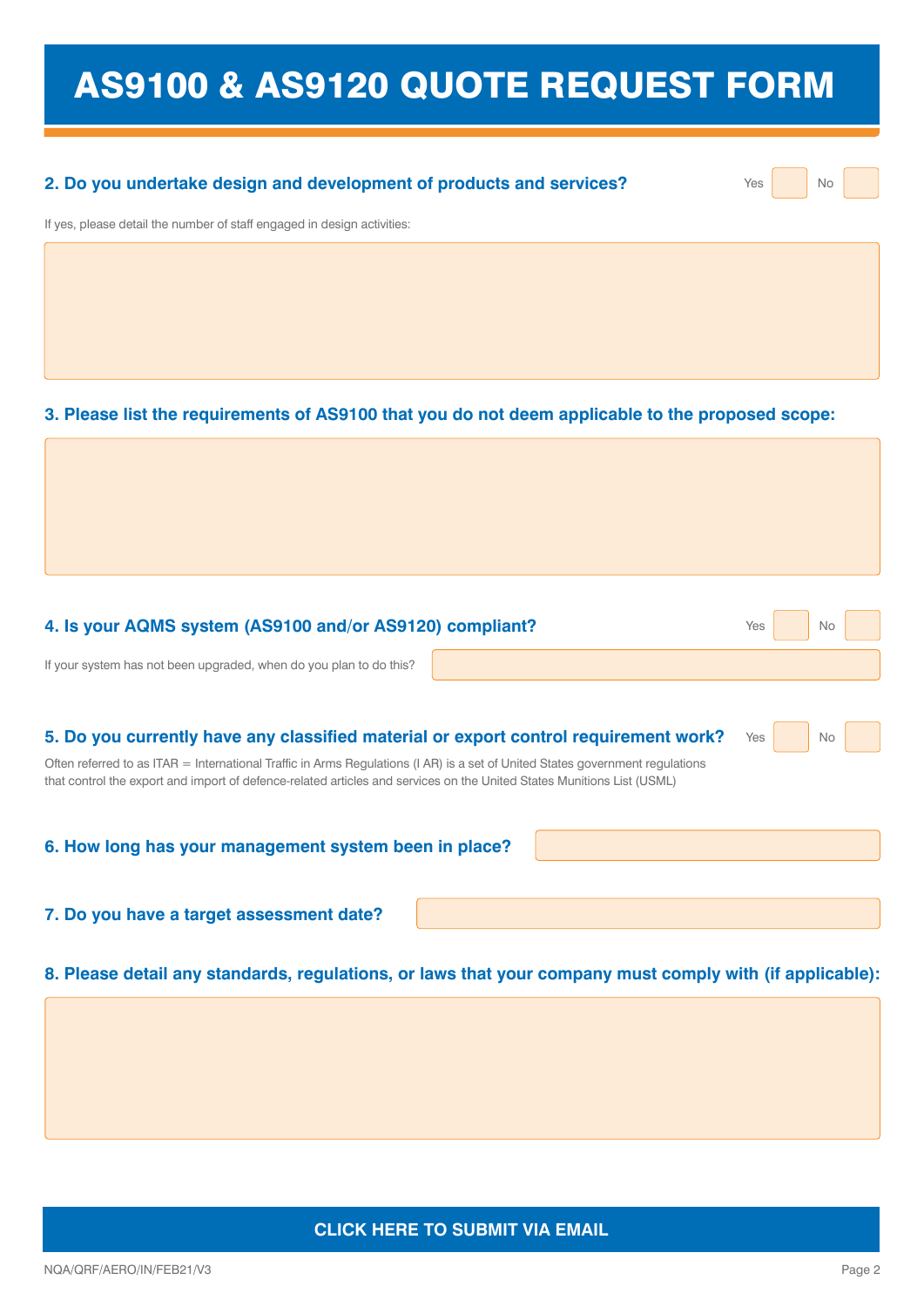# AS9100 & AS9120 QUOTE REQUEST FORM

**2. Do you undertake design and development of products and services?** Yes No

If yes, please detail the number of staff engaged in design activities:

**3. Please list the requirements of AS9100 that you do not deem applicable to the proposed scope:**

**4. Is your AQMS system (AS9100 and/or AS9120) compliant?** Yes No

If your system has not been upgraded, when do you plan to do this?

**5. Do you currently have any classified material or export control requirement work?** Yes No

Often referred to as ITAR = International Traffic in Arms Regulations (I AR) is a set of United States government regulations that control the export and import of defence-related articles and services on the United States Munitions List (USML)

**6. How long has your management system been in place?**

**7. Do you have a target assessment date?**

**8. Please detail any standards, regulations, or laws that your company must comply with (if applicable):**

**CLICK HERE TO SUBMIT VIA EMAIL**

NQA/QRF/AERO/IN/FEB21/V3